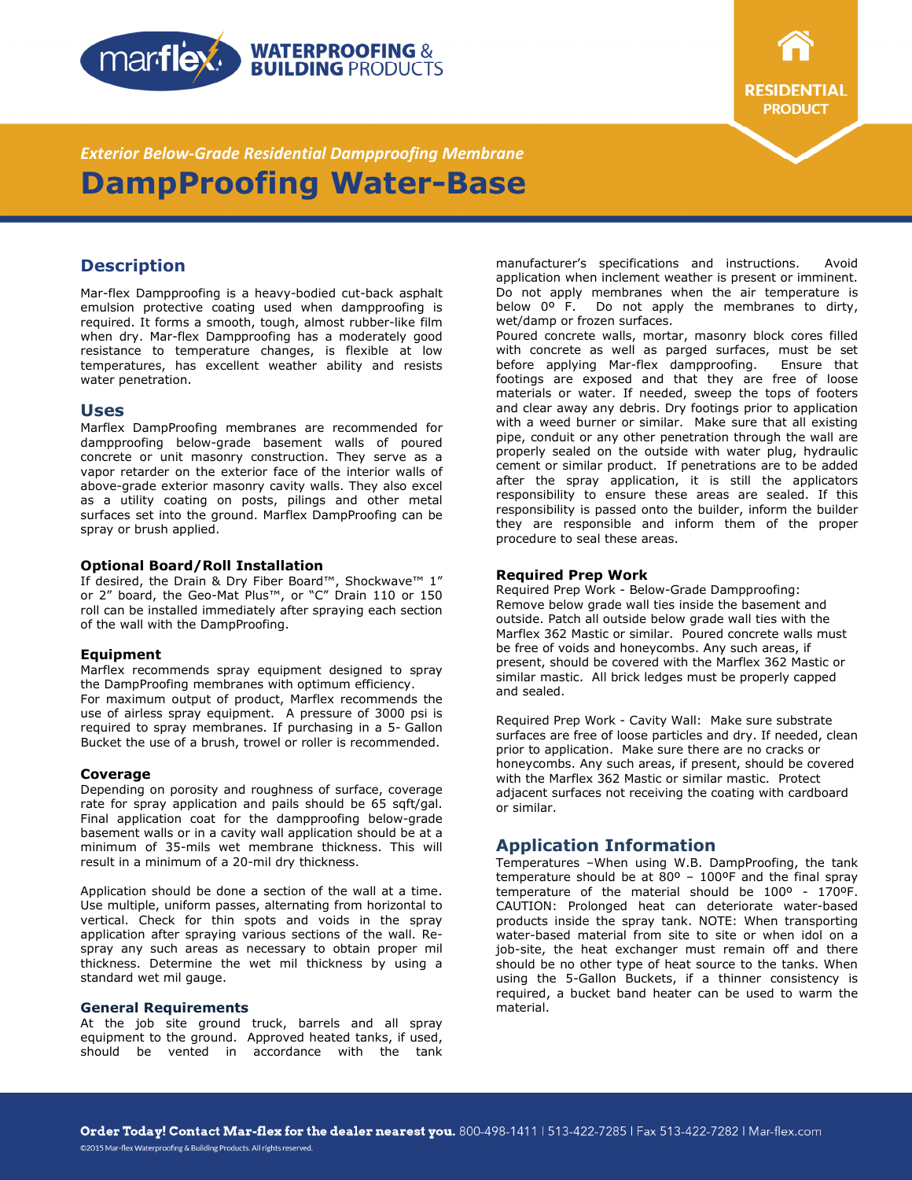marflex WATERPROOFING & BUILDING PRODUCTS

RESIDENTIAL PRODUCT

*Exterior Below-Grade Residential Dampproofing Membrane*

# DampProofing Water-Base

## Description

Mar-flex Dampproofing is a heavy-bodied cut-back asphalt emulsion protective coating used when dampproofing is required. It forms a smooth, tough, almost rubber-like film when dry. Mar-flex Dampproofing has a moderately good resistance to temperature changes, is flexible at low temperatures, has excellent weather ability and resists water penetration.

## Uses

Marflex DampProofing membranes are recommended for dampproofing below-grade basement walls of poured concrete or unit masonry construction. They serve as a vapor retarder on the exterior face of the interior walls of above-grade exterior masonry cavity walls. They also excel as a utility coating on posts, pilings and other metal surfaces set into the ground. Marflex DampProofing can be spray or brush applied.

### Optional Board/Roll Installation

If desired, the Drain & Dry Fiber Board™, Shockwave™ 1" or 2" board, the Geo-Mat Plus™, or "C" Drain 110 or 150 roll can be installed immediately after spraying each section of the wall with the DampProofing.

### Equipment

Marflex recommends spray equipment designed to spray the DampProofing membranes with optimum efficiency.

For maximum output of product, Marflex recommends the use of airless spray equipment. A pressure of 3000 psi is required to spray membranes. If purchasing in a 5- Gallon Bucket the use of a brush, trowel or roller is recommended.

### Coverage

Depending on porosity and roughness of surface, coverage rate for spray application and pails should be 65 sqft/gal. Final application coat for the dampproofing below-grade basement walls or in a cavity wall application should be at a minimum of 35-mils wet membrane thickness. This will result in a minimum of a 20-mil dry thickness.

Application should be done a section of the wall at a time. Use multiple, uniform passes, alternating from horizontal to vertical. Check for thin spots and voids in the spray application after spraying various sections of the wall. Re-spray any such areas as necessary to obtain proper mil thickness. Determine the wet mil thickness by using a standard wet mil gauge.

### General Requirements

At the job site ground truck, barrels and all spray equipment to the ground. Approved heated tanks, if used, should be vented in accordance with the tank manufacturer's specifications and instructions. Avoid application when inclement weather is present or imminent. Do not apply membranes when the air temperature is below 0º F. Do not apply the membranes to dirty, wet/damp or frozen surfaces.

Poured concrete walls, mortar, masonry block cores filled with concrete as well as parged surfaces, must be set before applying Mar-flex dampproofing. Ensure that footings are exposed and that they are free of loose materials or water. If needed, sweep the tops of footers and clear away any debris. Dry footings prior to application with a weed burner or similar. Make sure that all existing pipe, conduit or any other penetration through the wall are properly sealed on the outside with water plug, hydraulic cement or similar product. If penetrations are to be added after the spray application, it is still the applicators responsibility to ensure these areas are sealed. If this responsibility is passed onto the builder, inform the builder they are responsible and inform them of the proper procedure to seal these areas.

### Required Prep Work

Required Prep Work - Below-Grade Dampproofing: Remove below grade wall ties inside the basement and outside. Patch all outside below grade wall ties with the Marflex 362 Mastic or similar. Poured concrete walls must be free of voids and honeycombs. Any such areas, if present, should be covered with the Marflex 362 Mastic or similar mastic. All brick ledges must be properly capped and sealed.

Required Prep Work - Cavity Wall: Make sure substrate surfaces are free of loose particles and dry. If needed, clean prior to application. Make sure there are no cracks or honeycombs. Any such areas, if present, should be covered with the Marflex 362 Mastic or similar mastic. Protect adjacent surfaces not receiving the coating with cardboard or similar.

## Application Information

Temperatures –When using W.B. DampProofing, the tank temperature should be at 80º – 100ºF and the final spray temperature of the material should be 100º - 170ºF. CAUTION: Prolonged heat can deteriorate water-based products inside the spray tank. NOTE: When transporting water-based material from site to site or when idol on a job-site, the heat exchanger must remain off and there should be no other type of heat source to the tanks. When using the 5-Gallon Buckets, if a thinner consistency is required, a bucket band heater can be used to warm the material.

**Order Today! Contact Mar-flex for the dealer nearest you.** 800-498-1411 | 513-422-7285 | Fax 513-422-7282 | Mar-flex.com

©2015 Mar-flex Waterproofing & Building Products. All rights reserved.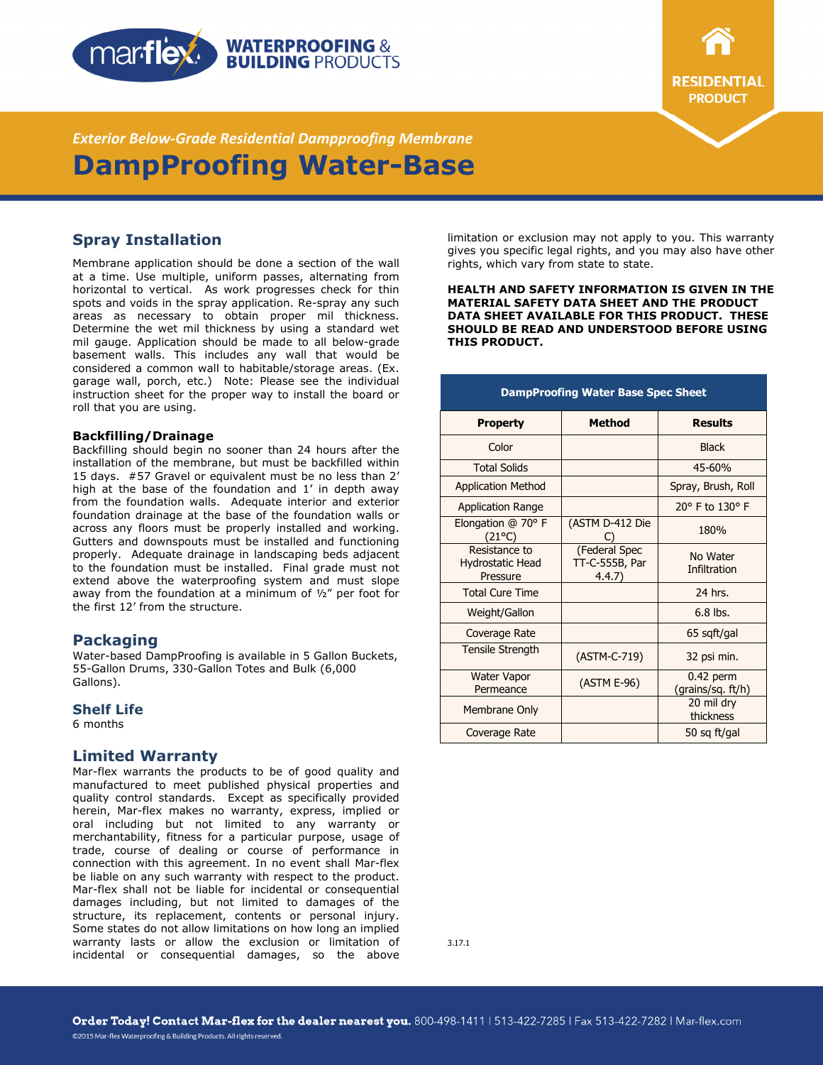*Exterior Below-Grade Residential Dampproofing Membrane*

# DampProofing Water-Base

RESIDENTIAL PRODUCT

## Spray Installation

Membrane application should be done a section of the wall at a time. Use multiple, uniform passes, alternating from horizontal to vertical. As work progresses check for thin spots and voids in the spray application. Re-spray any such areas as necessary to obtain proper mil thickness. Determine the wet mil thickness by using a standard wet mil gauge. Application should be made to all below-grade basement walls. This includes any wall that would be considered a common wall to habitable/storage areas. (Ex. garage wall, porch, etc.) Note: Please see the individual instruction sheet for the proper way to install the board or roll that you are using.

### Backfilling/Drainage

Backfilling should begin no sooner than 24 hours after the installation of the membrane, but must be backfilled within 15 days. #57 Gravel or equivalent must be no less than 2' high at the base of the foundation and 1' in depth away from the foundation walls. Adequate interior and exterior foundation drainage at the base of the foundation walls or across any floors must be properly installed and working. Gutters and downspouts must be installed and functioning properly. Adequate drainage in landscaping beds adjacent to the foundation must be installed. Final grade must not extend above the waterproofing system and must slope away from the foundation at a minimum of ½" per foot for the first 12' from the structure.

## Packaging

Water-based DampProofing is available in 5 Gallon Buckets, 55-Gallon Drums, 330-Gallon Totes and Bulk (6,000 Gallons).

## Shelf Life

6 months

## Limited Warranty

Mar-flex warrants the products to be of good quality and manufactured to meet published physical properties and quality control standards. Except as specifically provided herein, Mar-flex makes no warranty, express, implied or oral including but not limited to any warranty or merchantability, fitness for a particular purpose, usage of trade, course of dealing or course of performance in connection with this agreement. In no event shall Mar-flex be liable on any such warranty with respect to the product. Mar-flex shall not be liable for incidental or consequential damages including, but not limited to damages of the structure, its replacement, contents or personal injury. Some states do not allow limitations on how long an implied warranty lasts or allow the exclusion or limitation of incidental or consequential damages, so the above limitation or exclusion may not apply to you. This warranty gives you specific legal rights, and you may also have other rights, which vary from state to state.

**HEALTH AND SAFETY INFORMATION IS GIVEN IN THE MATERIAL SAFETY DATA SHEET AND THE PRODUCT DATA SHEET AVAILABLE FOR THIS PRODUCT. THESE SHOULD BE READ AND UNDERSTOOD BEFORE USING THIS PRODUCT.**

**DampProofing Water Base Spec Sheet**

| Property | Method | Results |
|---|---|---|
| Color | | Black |
| Total Solids | | 45-60% |
| Application Method | | Spray, Brush, Roll |
| Application Range | | 20° F to 130° F |
| Elongation @ 70° F (21°C) | (ASTM D-412 Die C) | 180% |
| Resistance to Hydrostatic Head Pressure | (Federal Spec TT-C-555B, Par 4.4.7) | No Water Infiltration |
| Total Cure Time | | 24 hrs. |
| Weight/Gallon | | 6.8 lbs. |
| Coverage Rate | | 65 sqft/gal |
| Tensile Strength | (ASTM-C-719) | 32 psi min. |
| Water Vapor Permeance | (ASTM E-96) | 0.42 perm (grains/sq. ft/h) |
| Membrane Only | | 20 mil dry thickness |
| Coverage Rate | | 50 sq ft/gal |

3.17.1

**Order Today! Contact Mar-flex for the dealer nearest you.** 800-498-1411 | 513-422-7285 | Fax 513-422-7282 | Mar-flex.com

©2015 Mar-flex Waterproofing & Building Products. All rights reserved.